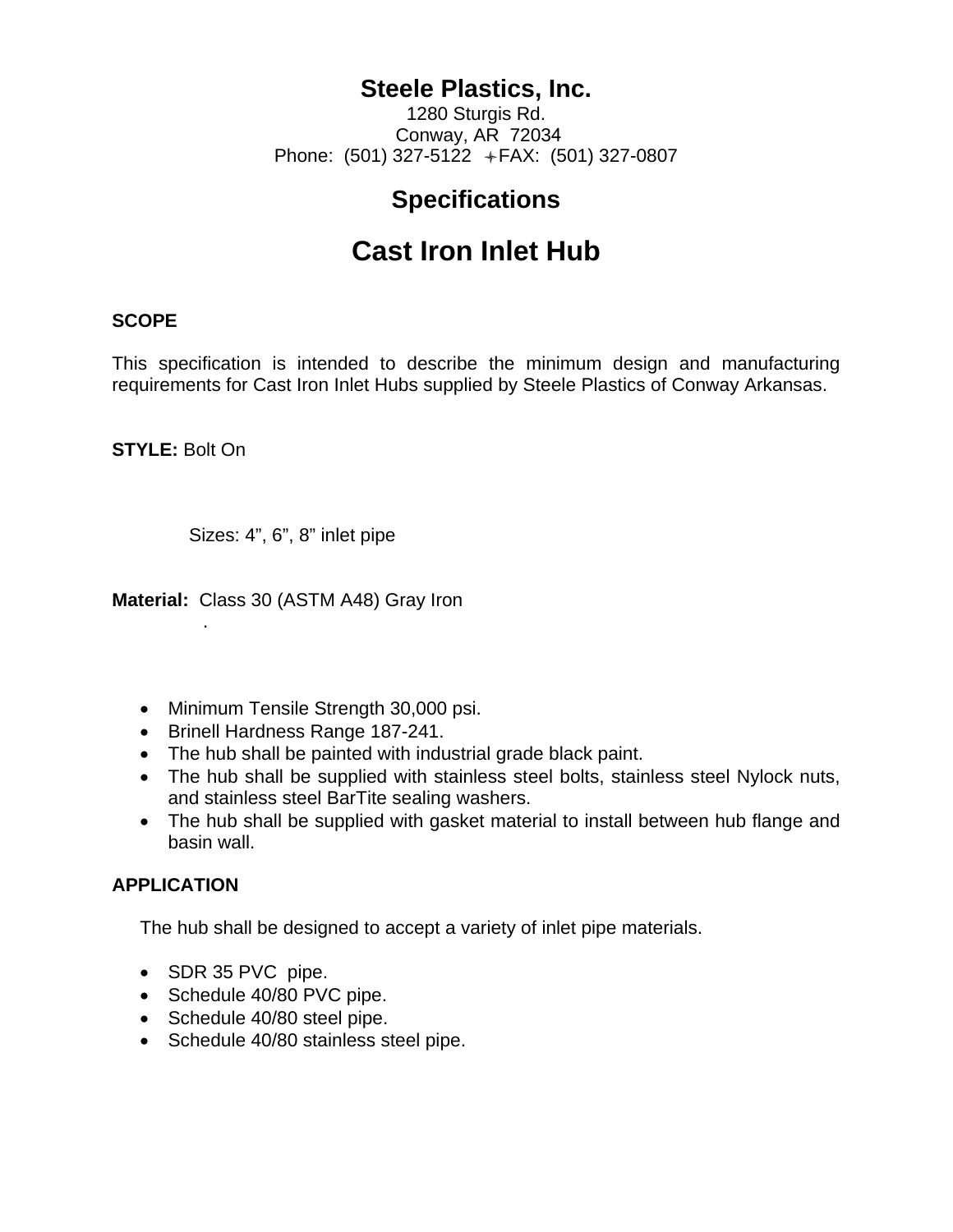# Steele Plastics, Inc.

1280 Sturgis Rd.
Conway, AR 72034
Phone: (501) 327-5122 ✢FAX: (501) 327-0807

## Specifications

# Cast Iron Inlet Hub

**SCOPE**

This specification is intended to describe the minimum design and manufacturing requirements for Cast Iron Inlet Hubs supplied by Steele Plastics of Conway Arkansas.

**STYLE:** Bolt On

Sizes: 4", 6", 8" inlet pipe

**Material:** Class 30 (ASTM A48) Gray Iron

- Minimum Tensile Strength 30,000 psi.
- Brinell Hardness Range 187-241.
- The hub shall be painted with industrial grade black paint.
- The hub shall be supplied with stainless steel bolts, stainless steel Nylock nuts, and stainless steel BarTite sealing washers.
- The hub shall be supplied with gasket material to install between hub flange and basin wall.

**APPLICATION**

The hub shall be designed to accept a variety of inlet pipe materials.

- SDR 35 PVC pipe.
- Schedule 40/80 PVC pipe.
- Schedule 40/80 steel pipe.
- Schedule 40/80 stainless steel pipe.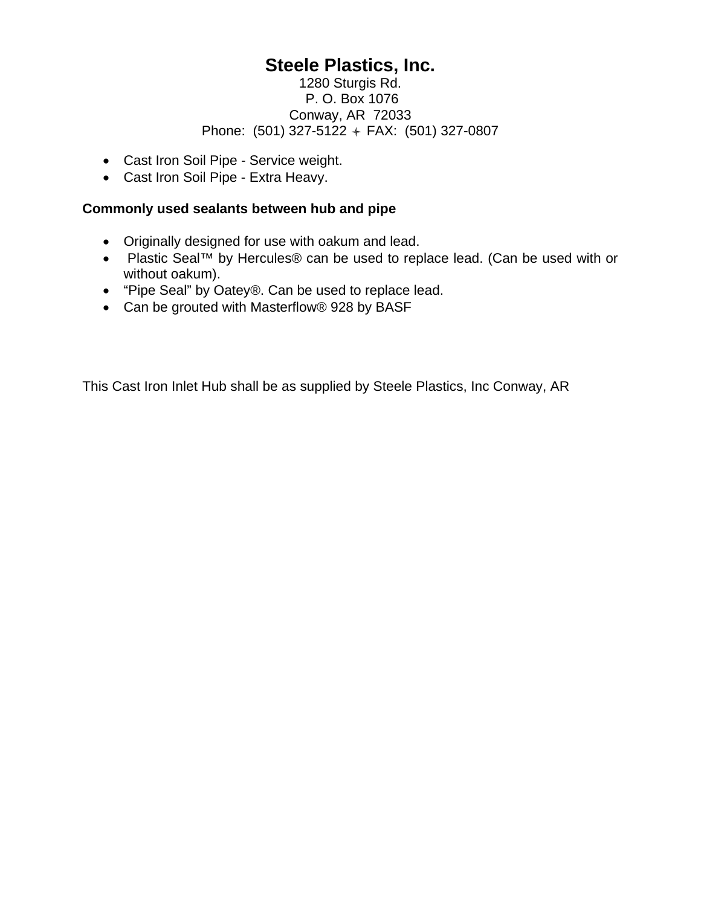**Steele Plastics, Inc.**
1280 Sturgis Rd.
P. O. Box 1076
Conway, AR 72033
Phone: (501) 327-5122 ✦ FAX: (501) 327-0807

- Cast Iron Soil Pipe - Service weight.
- Cast Iron Soil Pipe - Extra Heavy.

**Commonly used sealants between hub and pipe**

- Originally designed for use with oakum and lead.
- Plastic Seal™ by Hercules® can be used to replace lead. (Can be used with or without oakum).
- "Pipe Seal" by Oatey®. Can be used to replace lead.
- Can be grouted with Masterflow® 928 by BASF

This Cast Iron Inlet Hub shall be as supplied by Steele Plastics, Inc Conway, AR